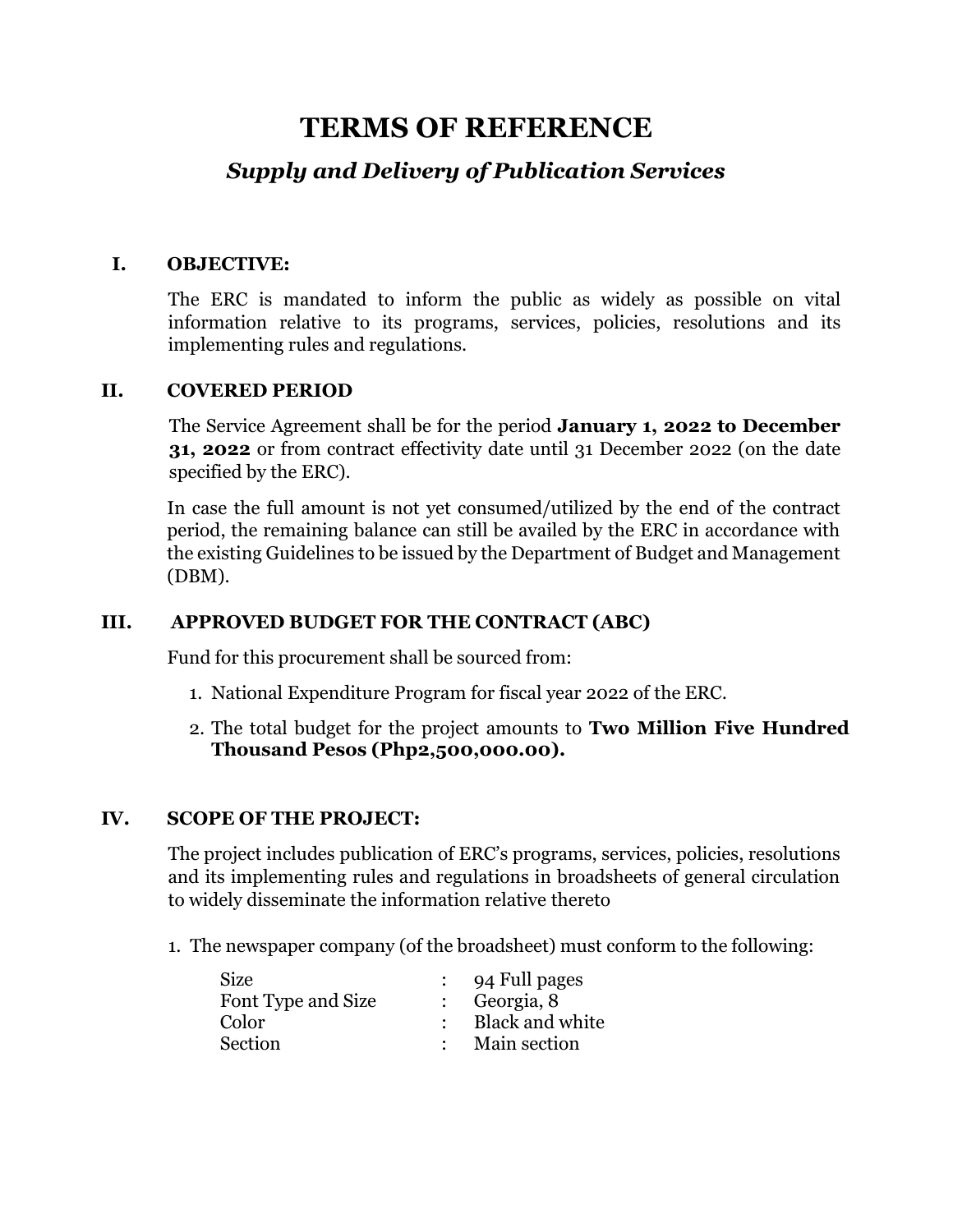# TERMS OF REFERENCE

## *Supply and Delivery of Publication Services*

### I. OBJECTIVE:

The ERC is mandated to inform the public as widely as possible on vital information relative to its programs, services, policies, resolutions and its implementing rules and regulations.

### II. COVERED PERIOD

The Service Agreement shall be for the period **January 1, 2022 to December 31, 2022** or from contract effectivity date until 31 December 2022 (on the date specified by the ERC).

In case the full amount is not yet consumed/utilized by the end of the contract period, the remaining balance can still be availed by the ERC in accordance with the existing Guidelines to be issued by the Department of Budget and Management (DBM).

### III. APPROVED BUDGET FOR THE CONTRACT (ABC)

Fund for this procurement shall be sourced from:

1. National Expenditure Program for fiscal year 2022 of the ERC.
2. The total budget for the project amounts to **Two Million Five Hundred Thousand Pesos (Php2,500,000.00).**

### IV. SCOPE OF THE PROJECT:

The project includes publication of ERC's programs, services, policies, resolutions and its implementing rules and regulations in broadsheets of general circulation to widely disseminate the information relative thereto

1. The newspaper company (of the broadsheet) must conform to the following:

| | | |
|---|---|---|
| Size | : | 94 Full pages |
| Font Type and Size | : | Georgia, 8 |
| Color | : | Black and white |
| Section | : | Main section |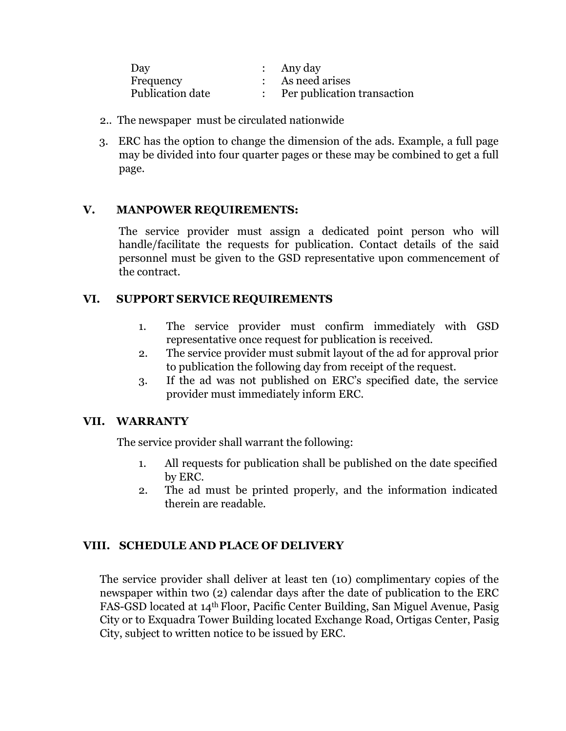| | | |
|---|---|---|
| Day | : | Any day |
| Frequency | : | As need arises |
| Publication date | : | Per publication transaction |

2.. The newspaper must be circulated nationwide

3. ERC has the option to change the dimension of the ads. Example, a full page may be divided into four quarter pages or these may be combined to get a full page.

## V. MANPOWER REQUIREMENTS:

The service provider must assign a dedicated point person who will handle/facilitate the requests for publication. Contact details of the said personnel must be given to the GSD representative upon commencement of the contract.

## VI. SUPPORT SERVICE REQUIREMENTS

1. The service provider must confirm immediately with GSD representative once request for publication is received.
2. The service provider must submit layout of the ad for approval prior to publication the following day from receipt of the request.
3. If the ad was not published on ERC's specified date, the service provider must immediately inform ERC.

## VII. WARRANTY

The service provider shall warrant the following:

1. All requests for publication shall be published on the date specified by ERC.
2. The ad must be printed properly, and the information indicated therein are readable.

## VIII. SCHEDULE AND PLACE OF DELIVERY

The service provider shall deliver at least ten (10) complimentary copies of the newspaper within two (2) calendar days after the date of publication to the ERC FAS-GSD located at 14th Floor, Pacific Center Building, San Miguel Avenue, Pasig City or to Exquadra Tower Building located Exchange Road, Ortigas Center, Pasig City, subject to written notice to be issued by ERC.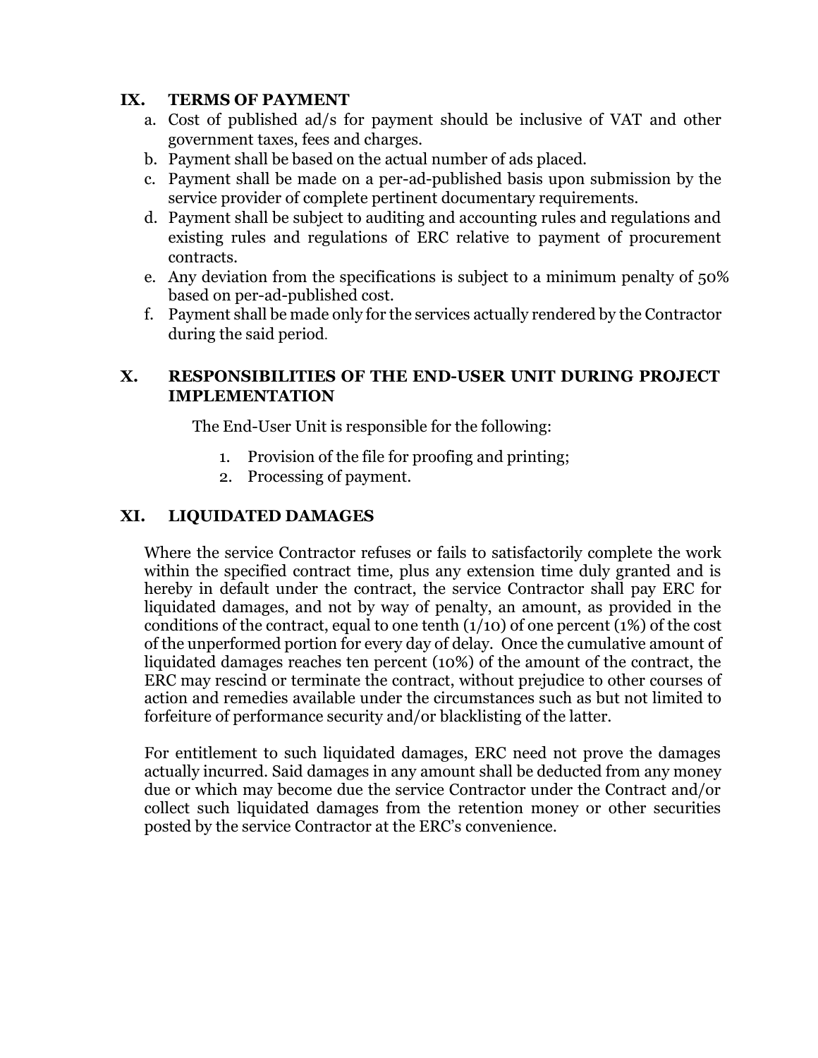## IX. TERMS OF PAYMENT

a. Cost of published ad/s for payment should be inclusive of VAT and other government taxes, fees and charges.
b. Payment shall be based on the actual number of ads placed.
c. Payment shall be made on a per-ad-published basis upon submission by the service provider of complete pertinent documentary requirements.
d. Payment shall be subject to auditing and accounting rules and regulations and existing rules and regulations of ERC relative to payment of procurement contracts.
e. Any deviation from the specifications is subject to a minimum penalty of 50% based on per-ad-published cost.
f. Payment shall be made only for the services actually rendered by the Contractor during the said period.

## X. RESPONSIBILITIES OF THE END-USER UNIT DURING PROJECT IMPLEMENTATION

The End-User Unit is responsible for the following:

1. Provision of the file for proofing and printing;
2. Processing of payment.

## XI. LIQUIDATED DAMAGES

Where the service Contractor refuses or fails to satisfactorily complete the work within the specified contract time, plus any extension time duly granted and is hereby in default under the contract, the service Contractor shall pay ERC for liquidated damages, and not by way of penalty, an amount, as provided in the conditions of the contract, equal to one tenth (1/10) of one percent (1%) of the cost of the unperformed portion for every day of delay. Once the cumulative amount of liquidated damages reaches ten percent (10%) of the amount of the contract, the ERC may rescind or terminate the contract, without prejudice to other courses of action and remedies available under the circumstances such as but not limited to forfeiture of performance security and/or blacklisting of the latter.

For entitlement to such liquidated damages, ERC need not prove the damages actually incurred. Said damages in any amount shall be deducted from any money due or which may become due the service Contractor under the Contract and/or collect such liquidated damages from the retention money or other securities posted by the service Contractor at the ERC's convenience.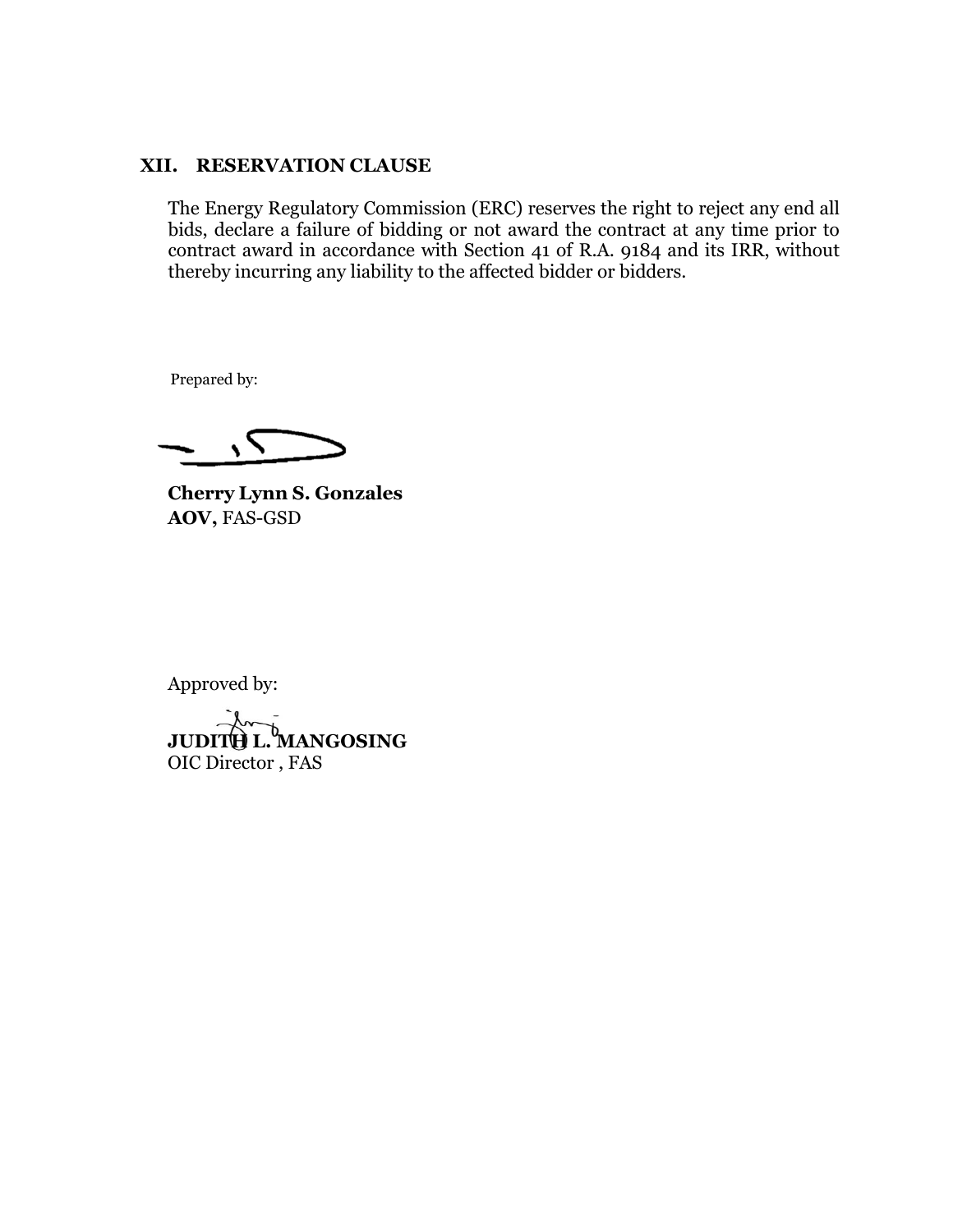## XII. RESERVATION CLAUSE

The Energy Regulatory Commission (ERC) reserves the right to reject any end all bids, declare a failure of bidding or not award the contract at any time prior to contract award in accordance with Section 41 of R.A. 9184 and its IRR, without thereby incurring any liability to the affected bidder or bidders.

Prepared by:

**Cherry Lynn S. Gonzales**
**AOV,** FAS-GSD

Approved by:

**JUDITH L. MANGOSING**
OIC Director , FAS